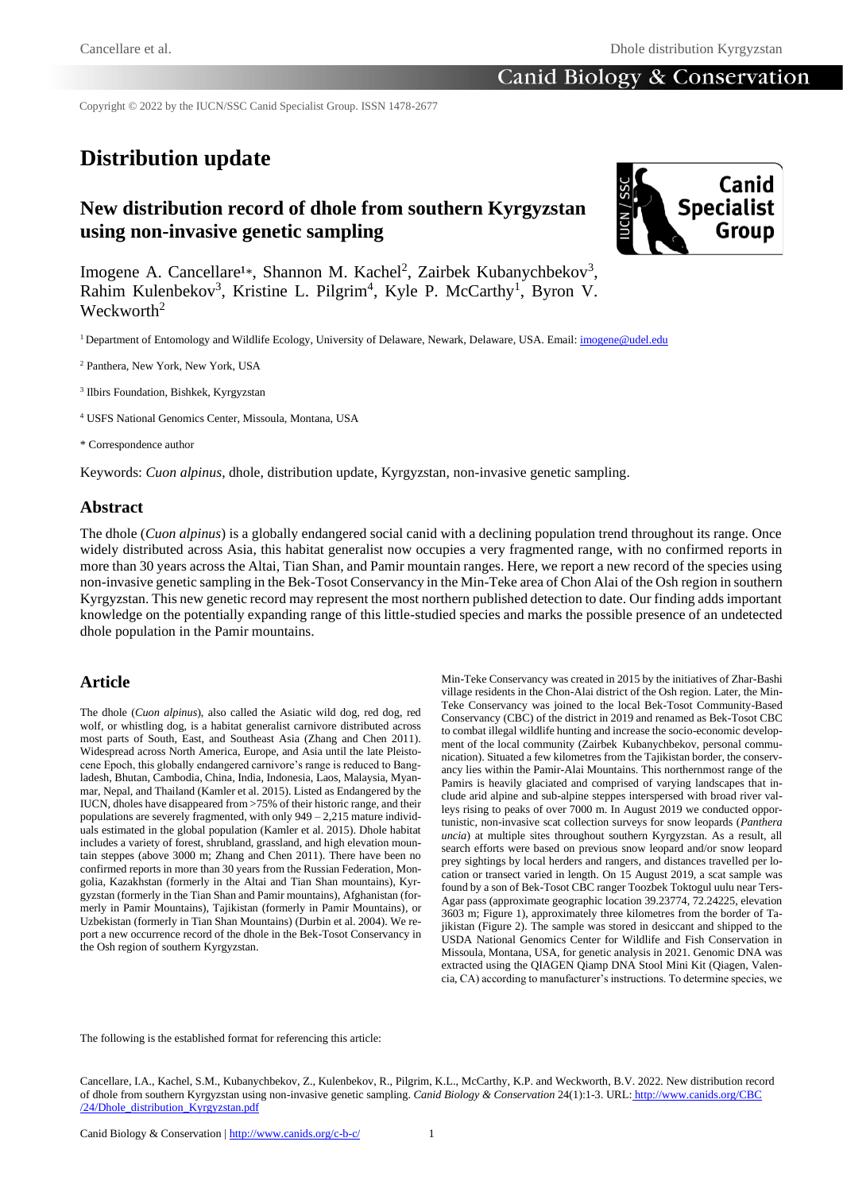Copyright © 2022 by the IUCN/SSC Canid Specialist Group. ISSN 1478-2677

# Distribution update

## New distribution record of dhole from southern Kyrgyzstan using non-invasive genetic sampling

Imogene A. Cancellare[1]*, Shannon M. Kachel[2], Zairbek Kubanychbekov[3], Rahim Kulenbekov[3], Kristine L. Pilgrim[4], Kyle P. McCarthy[1], Byron V. Weckworth[2]

[1] Department of Entomology and Wildlife Ecology, University of Delaware, Newark, Delaware, USA. Email: imogene@udel.edu

[2] Panthera, New York, New York, USA

[3] Ilbirs Foundation, Bishkek, Kyrgyzstan

[4] USFS National Genomics Center, Missoula, Montana, USA

* Correspondence author

Keywords: *Cuon alpinus*, dhole, distribution update, Kyrgyzstan, non-invasive genetic sampling.

## Abstract

The dhole (*Cuon alpinus*) is a globally endangered social canid with a declining population trend throughout its range. Once widely distributed across Asia, this habitat generalist now occupies a very fragmented range, with no confirmed reports in more than 30 years across the Altai, Tian Shan, and Pamir mountain ranges. Here, we report a new record of the species using non-invasive genetic sampling in the Bek-Tosot Conservancy in the Min-Teke area of Chon Alai of the Osh region in southern Kyrgyzstan. This new genetic record may represent the most northern published detection to date. Our finding adds important knowledge on the potentially expanding range of this little-studied species and marks the possible presence of an undetected dhole population in the Pamir mountains.

## Article

The dhole (*Cuon alpinus*), also called the Asiatic wild dog, red dog, red wolf, or whistling dog, is a habitat generalist carnivore distributed across most parts of South, East, and Southeast Asia (Zhang and Chen 2011). Widespread across North America, Europe, and Asia until the late Pleistocene Epoch, this globally endangered carnivore's range is reduced to Bangladesh, Bhutan, Cambodia, China, India, Indonesia, Laos, Malaysia, Myanmar, Nepal, and Thailand (Kamler et al. 2015). Listed as Endangered by the IUCN, dholes have disappeared from >75% of their historic range, and their populations are severely fragmented, with only 949 – 2,215 mature individuals estimated in the global population (Kamler et al. 2015). Dhole habitat includes a variety of forest, shrubland, grassland, and high elevation mountain steppes (above 3000 m; Zhang and Chen 2011). There have been no confirmed reports in more than 30 years from the Russian Federation, Mongolia, Kazakhstan (formerly in the Altai and Tian Shan mountains), Kyrgyzstan (formerly in the Tian Shan and Pamir mountains), Afghanistan (formerly in Pamir Mountains), Tajikistan (formerly in Pamir Mountains), or Uzbekistan (formerly in Tian Shan Mountains) (Durbin et al. 2004). We report a new occurrence record of the dhole in the Bek-Tosot Conservancy in the Osh region of southern Kyrgyzstan.

Min-Teke Conservancy was created in 2015 by the initiatives of Zhar-Bashi village residents in the Chon-Alai district of the Osh region. Later, the Min-Teke Conservancy was joined to the local Bek-Tosot Community-Based Conservancy (CBC) of the district in 2019 and renamed as Bek-Tosot CBC to combat illegal wildlife hunting and increase the socio-economic development of the local community (Zairbek Kubanychbekov, personal communication). Situated a few kilometres from the Tajikistan border, the conservancy lies within the Pamir-Alai Mountains. This northernmost range of the Pamirs is heavily glaciated and comprised of varying landscapes that include arid alpine and sub-alpine steppes interspersed with broad river valleys rising to peaks of over 7000 m. In August 2019 we conducted opportunistic, non-invasive scat collection surveys for snow leopards (*Panthera uncia*) at multiple sites throughout southern Kyrgyzstan. As a result, all search efforts were based on previous snow leopard and/or snow leopard prey sightings by local herders and rangers, and distances travelled per location or transect varied in length. On 15 August 2019, a scat sample was found by a son of Bek-Tosot CBC ranger Toozbek Toktogul uulu near Ters-Agar pass (approximate geographic location 39.23774, 72.24225, elevation 3603 m; Figure 1), approximately three kilometres from the border of Tajikistan (Figure 2). The sample was stored in desiccant and shipped to the USDA National Genomics Center for Wildlife and Fish Conservation in Missoula, Montana, USA, for genetic analysis in 2021. Genomic DNA was extracted using the QIAGEN Qiamp DNA Stool Mini Kit (Qiagen, Valencia, CA) according to manufacturer's instructions. To determine species, we

The following is the established format for referencing this article:

Cancellare, I.A., Kachel, S.M., Kubanychbekov, Z., Kulenbekov, R., Pilgrim, K.L., McCarthy, K.P. and Weckworth, B.V. 2022. New distribution record of dhole from southern Kyrgyzstan using non-invasive genetic sampling. *Canid Biology & Conservation* 24(1):1-3. URL: http://www.canids.org/CBC/24/Dhole_distribution_Kyrgyzstan.pdf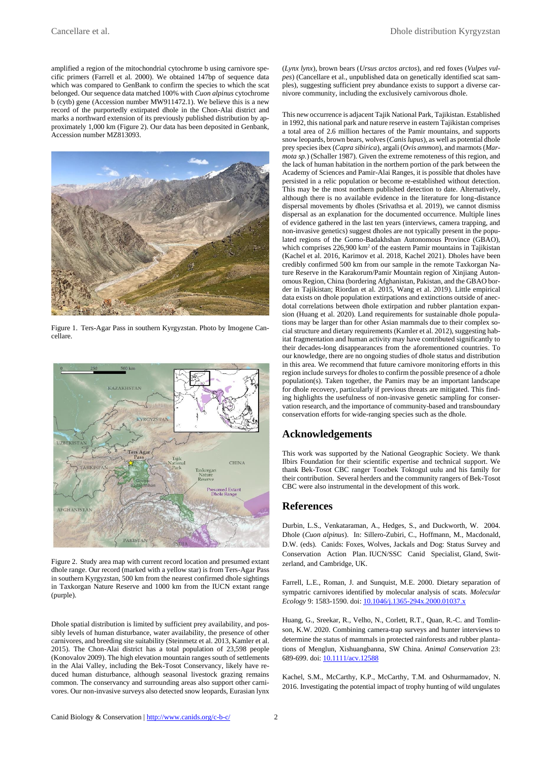amplified a region of the mitochondrial cytochrome b using carnivore specific primers (Farrell et al. 2000). We obtained 147bp of sequence data which was compared to GenBank to confirm the species to which the scat belonged. Our sequence data matched 100% with *Cuon alpinus* cytochrome b (cytb) gene (Accession number MW911472.1). We believe this is a new record of the purportedly extirpated dhole in the Chon-Alai district and marks a northward extension of its previously published distribution by approximately 1,000 km (Figure 2). Our data has been deposited in Genbank, Accession number MZ813093.

Figure 1. Ters-Agar Pass in southern Kyrgyzstan. Photo by Imogene Cancellare.

Figure 2. Study area map with current record location and presumed extant dhole range. Our record (marked with a yellow star) is from Ters-Agar Pass in southern Kyrgyzstan, 500 km from the nearest confirmed dhole sightings in Taxkorgan Nature Reserve and 1000 km from the IUCN extant range (purple).

Dhole spatial distribution is limited by sufficient prey availability, and possibly levels of human disturbance, water availability, the presence of other carnivores, and breeding site suitability (Steinmetz et al. 2013, Kamler et al. 2015). The Chon-Alai district has a total population of 23,598 people (Konovalov 2009). The high elevation mountain ranges south of settlements in the Alai Valley, including the Bek-Tosot Conservancy, likely have reduced human disturbance, although seasonal livestock grazing remains common. The conservancy and surrounding areas also support other carnivores. Our non-invasive surveys also detected snow leopards, Eurasian lynx (*Lynx lynx*), brown bears (*Ursus arctos arctos*), and red foxes (*Vulpes vulpes*) (Cancellare et al., unpublished data on genetically identified scat samples), suggesting sufficient prey abundance exists to support a diverse carnivore community, including the exclusively carnivorous dhole.

This new occurrence is adjacent Tajik National Park, Tajikistan. Established in 1992, this national park and nature reserve in eastern Tajikistan comprises a total area of 2.6 million hectares of the Pamir mountains, and supports snow leopards, brown bears, wolves (*Canis lupus*), as well as potential dhole prey species ibex (*Capra sibirica*), argali (*Ovis ammon*), and marmots (*Marmota sp.*) (Schaller 1987). Given the extreme remoteness of this region, and the lack of human habitation in the northern portion of the park between the Academy of Sciences and Pamir-Alai Ranges, it is possible that dholes have persisted in a relic population or become re-established without detection. This may be the most northern published detection to date. Alternatively, although there is no available evidence in the literature for long-distance dispersal movements by dholes (Srivathsa et al. 2019), we cannot dismiss dispersal as an explanation for the documented occurrence. Multiple lines of evidence gathered in the last ten years (interviews, camera trapping, and non-invasive genetics) suggest dholes are not typically present in the populated regions of the Gorno-Badakhshan Autonomous Province (GBAO), which comprises 226,900 km$^2$ of the eastern Pamir mountains in Tajikistan (Kachel et al. 2016, Karimov et al. 2018, Kachel 2021). Dholes have been credibly confirmed 500 km from our sample in the remote Taxkorgan Nature Reserve in the Karakorum/Pamir Mountain region of Xinjiang Autonomous Region, China (bordering Afghanistan, Pakistan, and the GBAO border in Tajikistan; Riordan et al. 2015, Wang et al. 2019). Little empirical data exists on dhole population extirpations and extinctions outside of anecdotal correlations between dhole extirpation and rubber plantation expansion (Huang et al. 2020). Land requirements for sustainable dhole populations may be larger than for other Asian mammals due to their complex social structure and dietary requirements (Kamler et al. 2012), suggesting habitat fragmentation and human activity may have contributed significantly to their decades-long disappearances from the aforementioned countries. To our knowledge, there are no ongoing studies of dhole status and distribution in this area. We recommend that future carnivore monitoring efforts in this region include surveys for dholes to confirm the possible presence of a dhole population(s). Taken together, the Pamirs may be an important landscape for dhole recovery, particularly if previous threats are mitigated. This finding highlights the usefulness of non-invasive genetic sampling for conservation research, and the importance of community-based and transboundary conservation efforts for wide-ranging species such as the dhole.

## Acknowledgements

This work was supported by the National Geographic Society. We thank Ilbirs Foundation for their scientific expertise and technical support. We thank Bek-Tosot CBC ranger Toozbek Toktogul uulu and his family for their contribution. Several herders and the community rangers of Bek-Tosot CBC were also instrumental in the development of this work.

## References

Durbin, L.S., Venkataraman, A., Hedges, S., and Duckworth, W. 2004. Dhole (*Cuon alpinus*). In: Sillero-Zubiri, C., Hoffmann, M., Macdonald, D.W. (eds). Canids: Foxes, Wolves, Jackals and Dog: Status Survey and Conservation Action Plan. IUCN/SSC Canid Specialist, Gland, Switzerland, and Cambridge, UK.

Farrell, L.E., Roman, J. and Sunquist, M.E. 2000. Dietary separation of sympatric carnivores identified by molecular analysis of scats. *Molecular Ecology* 9: 1583-1590. doi: 10.1046/j.1365-294x.2000.01037.x

Huang, G., Sreekar, R., Velho, N., Corlett, R.T., Quan, R.-C. and Tomlinson, K.W. 2020. Combining camera-trap surveys and hunter interviews to determine the status of mammals in protected rainforests and rubber plantations of Menglun, Xishuangbanna, SW China. *Animal Conservation* 23: 689-699. doi: 10.1111/acv.12588

Kachel, S.M., McCarthy, K.P., McCarthy, T.M. and Oshurmamadov, N. 2016. Investigating the potential impact of trophy hunting of wild ungulates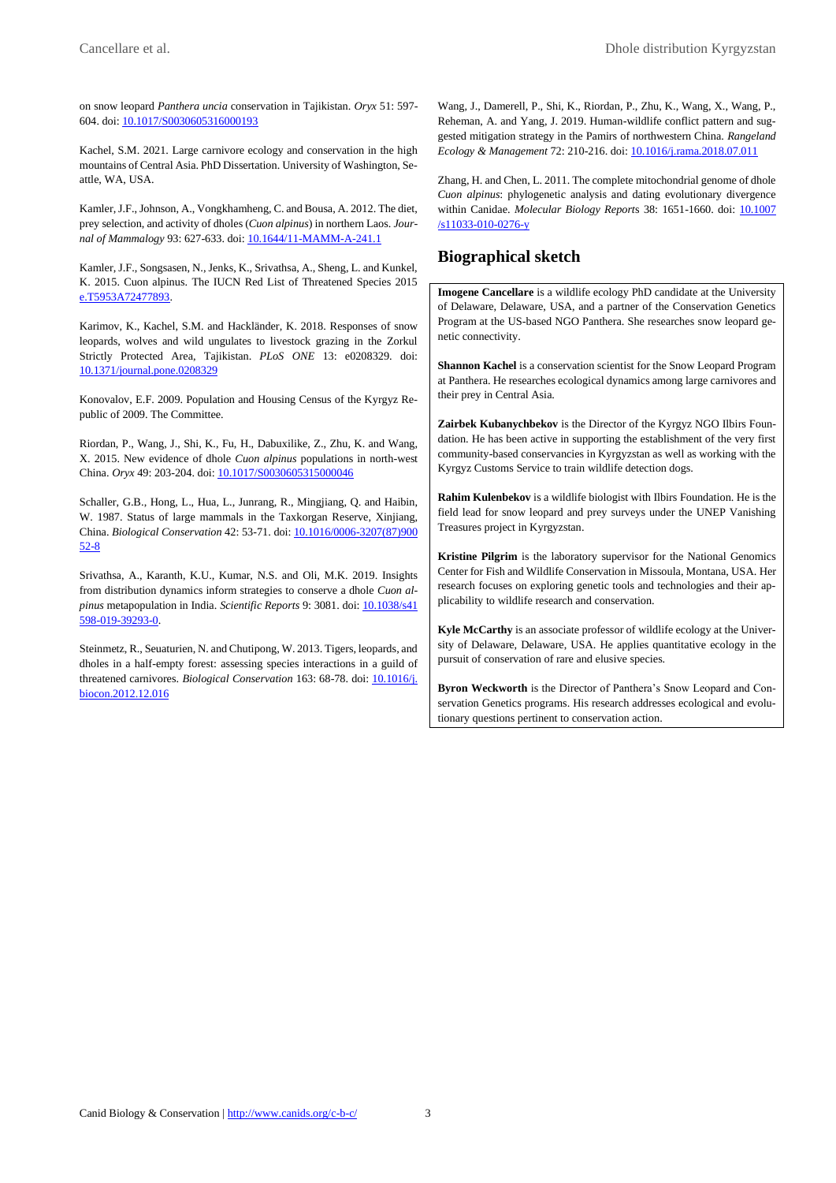on snow leopard *Panthera uncia* conservation in Tajikistan. *Oryx* 51: 597-604. doi: 10.1017/S0030605316000193

Kachel, S.M. 2021. Large carnivore ecology and conservation in the high mountains of Central Asia. PhD Dissertation. University of Washington, Seattle, WA, USA.

Kamler, J.F., Johnson, A., Vongkhamheng, C. and Bousa, A. 2012. The diet, prey selection, and activity of dholes (*Cuon alpinus*) in northern Laos. *Journal of Mammalogy* 93: 627-633. doi: 10.1644/11-MAMM-A-241.1

Kamler, J.F., Songsasen, N., Jenks, K., Srivathsa, A., Sheng, L. and Kunkel, K. 2015. Cuon alpinus. The IUCN Red List of Threatened Species 2015 e.T5953A72477893.

Karimov, K., Kachel, S.M. and Hackländer, K. 2018. Responses of snow leopards, wolves and wild ungulates to livestock grazing in the Zorkul Strictly Protected Area, Tajikistan. *PLoS ONE* 13: e0208329. doi: 10.1371/journal.pone.0208329

Konovalov, E.F. 2009. Population and Housing Census of the Kyrgyz Republic of 2009. The Committee.

Riordan, P., Wang, J., Shi, K., Fu, H., Dabuxilike, Z., Zhu, K. and Wang, X. 2015. New evidence of dhole *Cuon alpinus* populations in north-west China. *Oryx* 49: 203-204. doi: 10.1017/S0030605315000046

Schaller, G.B., Hong, L., Hua, L., Junrang, R., Mingjiang, Q. and Haibin, W. 1987. Status of large mammals in the Taxkorgan Reserve, Xinjiang, China. *Biological Conservation* 42: 53-71. doi: 10.1016/0006-3207(87)90052-8

Srivathsa, A., Karanth, K.U., Kumar, N.S. and Oli, M.K. 2019. Insights from distribution dynamics inform strategies to conserve a dhole *Cuon alpinus* metapopulation in India. *Scientific Reports* 9: 3081. doi: 10.1038/s41598-019-39293-0.

Steinmetz, R., Seuaturien, N. and Chutipong, W. 2013. Tigers, leopards, and dholes in a half-empty forest: assessing species interactions in a guild of threatened carnivores. *Biological Conservation* 163: 68-78. doi: 10.1016/j.biocon.2012.12.016

Wang, J., Damerell, P., Shi, K., Riordan, P., Zhu, K., Wang, X., Wang, P., Reheman, A. and Yang, J. 2019. Human-wildlife conflict pattern and suggested mitigation strategy in the Pamirs of northwestern China. *Rangeland Ecology & Management* 72: 210-216. doi: 10.1016/j.rama.2018.07.011

Zhang, H. and Chen, L. 2011. The complete mitochondrial genome of dhole *Cuon alpinus*: phylogenetic analysis and dating evolutionary divergence within Canidae. *Molecular Biology Reports* 38: 1651-1660. doi: 10.1007/s11033-010-0276-y

## Biographical sketch

**Imogene Cancellare** is a wildlife ecology PhD candidate at the University of Delaware, Delaware, USA, and a partner of the Conservation Genetics Program at the US-based NGO Panthera. She researches snow leopard genetic connectivity.

**Shannon Kachel** is a conservation scientist for the Snow Leopard Program at Panthera. He researches ecological dynamics among large carnivores and their prey in Central Asia.

**Zairbek Kubanychbekov** is the Director of the Kyrgyz NGO Ilbirs Foundation. He has been active in supporting the establishment of the very first community-based conservancies in Kyrgyzstan as well as working with the Kyrgyz Customs Service to train wildlife detection dogs.

**Rahim Kulenbekov** is a wildlife biologist with Ilbirs Foundation. He is the field lead for snow leopard and prey surveys under the UNEP Vanishing Treasures project in Kyrgyzstan.

**Kristine Pilgrim** is the laboratory supervisor for the National Genomics Center for Fish and Wildlife Conservation in Missoula, Montana, USA. Her research focuses on exploring genetic tools and technologies and their applicability to wildlife research and conservation.

**Kyle McCarthy** is an associate professor of wildlife ecology at the University of Delaware, Delaware, USA. He applies quantitative ecology in the pursuit of conservation of rare and elusive species.

**Byron Weckworth** is the Director of Panthera's Snow Leopard and Conservation Genetics programs. His research addresses ecological and evolutionary questions pertinent to conservation action.